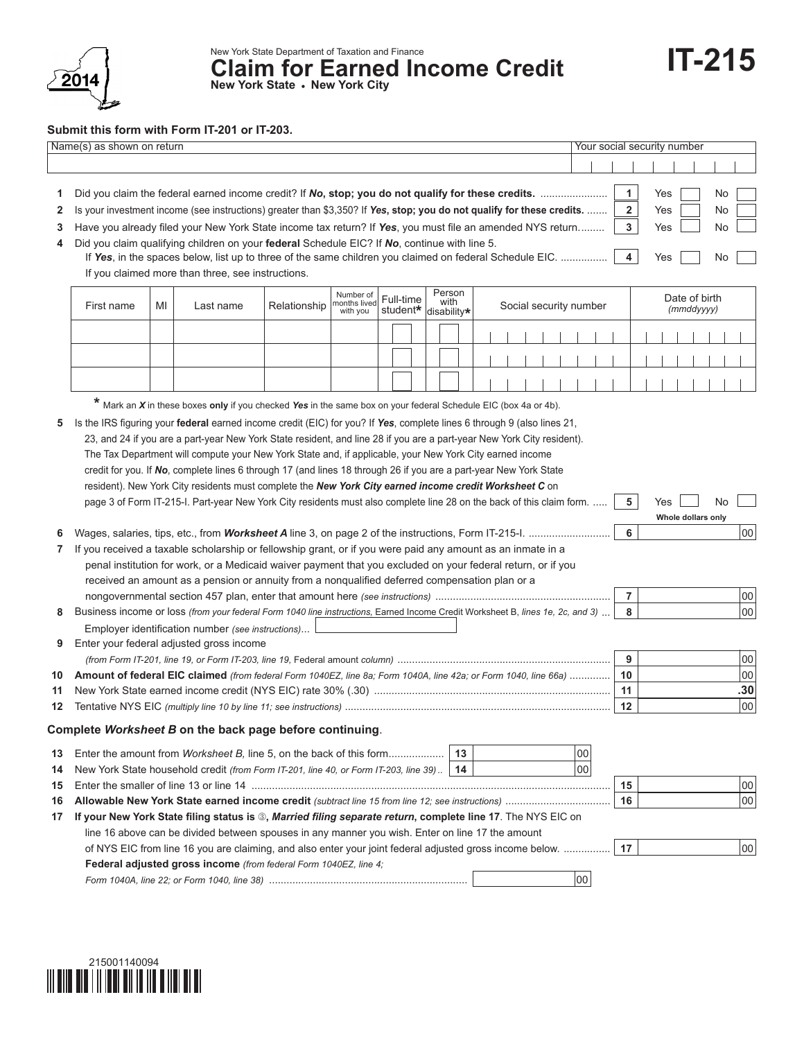2014

New York State Department of Taxation and Finance

# Claim for Earned Income Credit

**New York State • New York City**

# IT-215

**Submit this form with Form IT-201 or IT-203.**

| Name(s) as shown on return | Your social security number |
|---|---|
| | |

1 Did you claim the federal earned income credit? If ***No*, stop; you do not qualify for these credits.** ...................... **1** Yes ☐ No ☐

2 Is your investment income (see instructions) greater than $3,350? If ***Yes*, stop; you do not qualify for these credits.** ....... **2** Yes ☐ No ☐

3 Have you already filed your New York State income tax return? If ***Yes***, you must file an amended NYS return......... **3** Yes ☐ No ☐

4 Did you claim qualifying children on your **federal** Schedule EIC? If ***No***, continue with line 5.
If ***Yes***, in the spaces below, list up to three of the same children you claimed on federal Schedule EIC. ................ **4** Yes ☐ No ☐
If you claimed more than three, see instructions.

| First name | MI | Last name | Relationship | Number of months lived with you | Full-time student* | Person with disability* | Social security number | Date of birth *(mmddyyyy)* |
|---|---|---|---|---|---|---|---|---|
| | | | | | ☐ | ☐ | | |
| | | | | | ☐ | ☐ | | |
| | | | | | ☐ | ☐ | | |

\* Mark an ***X*** in these boxes **only** if you checked ***Yes*** in the same box on your federal Schedule EIC (box 4a or 4b).

5 Is the IRS figuring your **federal** earned income credit (EIC) for you? If ***Yes***, complete lines 6 through 9 (also lines 21, 23, and 24 if you are a part-year New York State resident, and line 28 if you are a part-year New York City resident). The Tax Department will compute your New York State and, if applicable, your New York City earned income credit for you. If ***No***, complete lines 6 through 17 (and lines 18 through 26 if you are a part-year New York State resident). New York City residents must complete the ***New York City earned income credit Worksheet C*** on page 3 of Form IT-215-I. Part-year New York City residents must also complete line 28 on the back of this claim form. ..... **5** Yes ☐ No ☐

**Whole dollars only**

6 Wages, salaries, tips, etc., from ***Worksheet A*** line 3, on page 2 of the instructions, Form IT-215-I. ........................... **6** .00

7 If you received a taxable scholarship or fellowship grant, or if you were paid any amount as an inmate in a penal institution for work, or a Medicaid waiver payment that you excluded on your federal return, or if you received an amount as a pension or annuity from a nonqualified deferred compensation plan or a nongovernmental section 457 plan, enter that amount here *(see instructions)* ........................................................... **7** .00

8 Business income or loss *(from your federal Form 1040 line instructions,* Earned Income Credit Worksheet B, *lines 1e, 2c, and 3)* ... **8** .00

Employer identification number *(see instructions)*...

9 Enter your federal adjusted gross income
*(from Form IT-201, line 19, or Form IT-203, line 19,* Federal amount *column)* ........................................................................ **9** .00

10 **Amount of federal EIC claimed** *(from federal Form 1040EZ, line 8a; Form 1040A, line 42a; or Form 1040, line 66a)* ............. **10** .00

11 New York State earned income credit (NYS EIC) rate 30% (.30) ................................................................................ **11** .30

12 Tentative NYS EIC *(multiply line 10 by line 11; see instructions)* .......................................................................................... **12** .00

**Complete *Worksheet B* on the back page before continuing**.

13 Enter the amount from *Worksheet B,* line 5, on the back of this form.................. **13** .00

14 New York State household credit *(from Form IT-201, line 40, or Form IT-203, line 39)* .. **14** .00

15 Enter the smaller of line 13 or line 14 ......................................................................................................................... **15** .00

16 **Allowable New York State earned income credit** *(subtract line 15 from line 12; see instructions)* ................................... **16** .00

17 **If your New York State filing status is ③, *Married filing separate return*, complete line 17**. The NYS EIC on line 16 above can be divided between spouses in any manner you wish. Enter on line 17 the amount of NYS EIC from line 16 you are claiming, and also enter your joint federal adjusted gross income below. ................ **17** .00

**Federal adjusted gross income** *(from federal Form 1040EZ, line 4; Form 1040A, line 22; or Form 1040, line 38)* ................................................................... .00

215001140094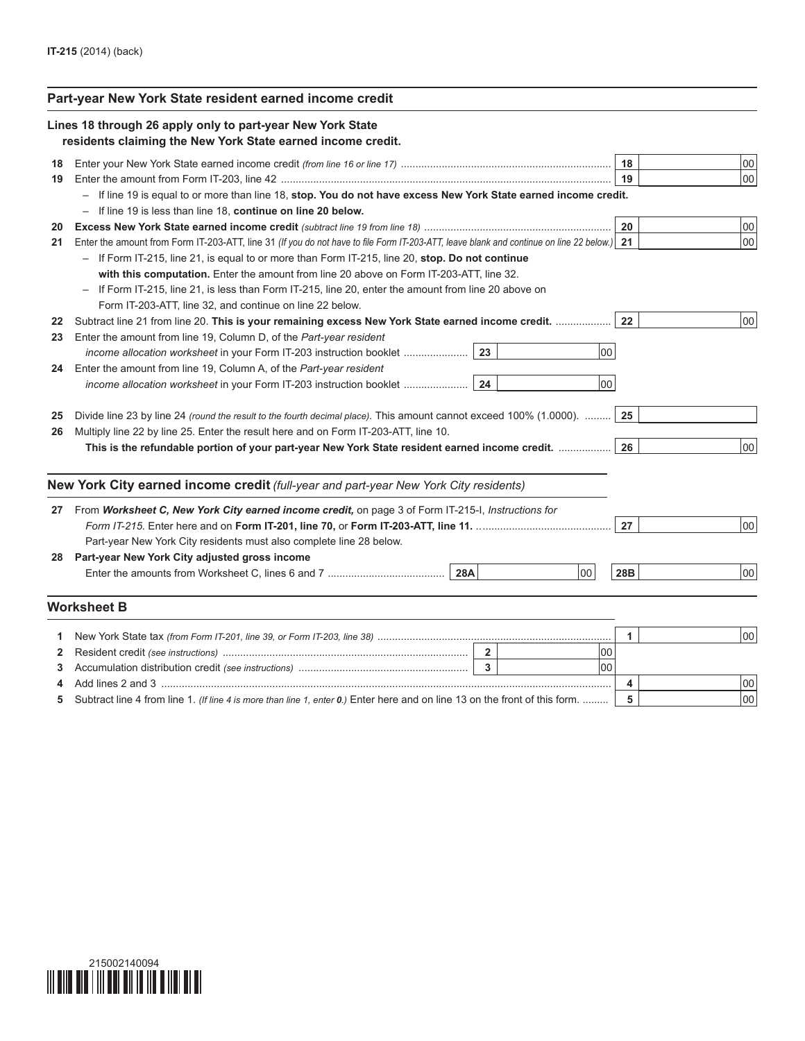IT-215 (2014) (back)

## Part-year New York State resident earned income credit

**Lines 18 through 26 apply only to part-year New York State residents claiming the New York State earned income credit.**

**18** Enter your New York State earned income credit *(from line 16 or line 17)* ....... **18** .00

**19** Enter the amount from Form IT-203, line 42 ....... **19** .00

- If line 19 is equal to or more than line 18, **stop. You do not have excess New York State earned income credit.**
- If line 19 is less than line 18, **continue on line 20 below.**

**20** **Excess New York State earned income credit** *(subtract line 19 from line 18)* ....... **20** .00

**21** Enter the amount from Form IT-203-ATT, line 31 *(If you do not have to file Form IT-203-ATT, leave blank and continue on line 22 below.)* **21** .00

- If Form IT-215, line 21, is equal to or more than Form IT-215, line 20, **stop. Do not continue with this computation.** Enter the amount from line 20 above on Form IT-203-ATT, line 32.
- If Form IT-215, line 21, is less than Form IT-215, line 20, enter the amount from line 20 above on Form IT-203-ATT, line 32, and continue on line 22 below.

**22** Subtract line 21 from line 20. **This is your remaining excess New York State earned income credit.** ....... **22** .00

**23** Enter the amount from line 19, Column D, of the *Part-year resident income allocation worksheet* in your Form IT-203 instruction booklet ....... **23** .00

**24** Enter the amount from line 19, Column A, of the *Part-year resident income allocation worksheet* in your Form IT-203 instruction booklet ....... **24** .00

**25** Divide line 23 by line 24 *(round the result to the fourth decimal place)*. This amount cannot exceed 100% (1.0000). ....... **25**

**26** Multiply line 22 by line 25. Enter the result here and on Form IT-203-ATT, line 10.
**This is the refundable portion of your part-year New York State resident earned income credit.** ....... **26** .00

## New York City earned income credit *(full-year and part-year New York City residents)*

**27** From ***Worksheet C, New York City earned income credit,*** on page 3 of Form IT-215-I, *Instructions for Form IT-215*. Enter here and on **Form IT-201, line 70,** or **Form IT-203-ATT, line 11.** ....... **27** .00

Part-year New York City residents must also complete line 28 below.

**28** **Part-year New York City adjusted gross income**
Enter the amounts from Worksheet C, lines 6 and 7 ....... **28A** .00 **28B** .00

## Worksheet B

**1** New York State tax *(from Form IT-201, line 39, or Form IT-203, line 38)* ....... **1** .00

**2** Resident credit *(see instructions)* ....... **2** .00

**3** Accumulation distribution credit *(see instructions)* ....... **3** .00

**4** Add lines 2 and 3 ....... **4** .00

**5** Subtract line 4 from line 1. *(If line 4 is more than line 1, enter 0.)* Enter here and on line 13 on the front of this form. ....... **5** .00

215002140094